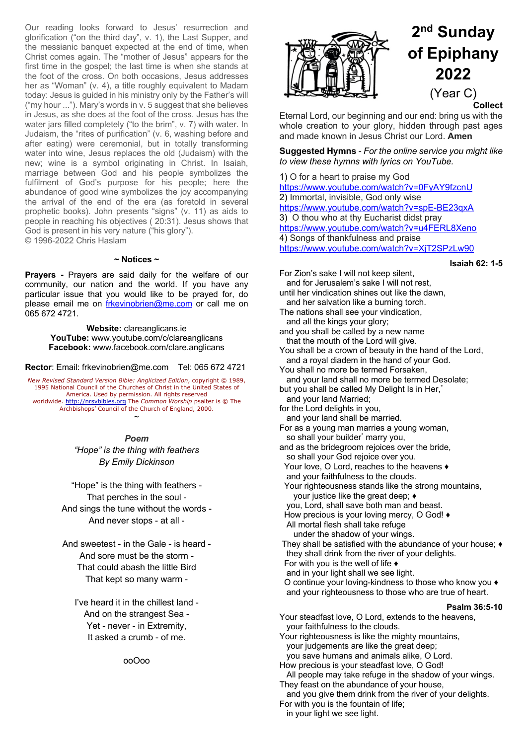Our reading looks forward to Jesus' resurrection and glorification ("on the third day", v. 1), the Last Supper, and the messianic banquet expected at the end of time, when Christ comes again. The "mother of Jesus" appears for the first time in the gospel; the last time is when she stands at the foot of the cross. On both occasions, Jesus addresses her as "Woman" (v. 4), a title roughly equivalent to Madam today: Jesus is guided in his ministry only by the Father's will ("my hour ..."). Mary's words in v. 5 suggest that she believes in Jesus, as she does at the foot of the cross. Jesus has the water jars filled completely ("to the brim", v. 7) with water. In Judaism, the "rites of purification" (v. 6, washing before and after eating) were ceremonial, but in totally transforming water into wine, Jesus replaces the old (Judaism) with the new; wine is a symbol originating in Christ. In Isaiah, marriage between God and his people symbolizes the fulfilment of God's purpose for his people; here the abundance of good wine symbolizes the joy accompanying the arrival of the end of the era (as foretold in several prophetic books). John presents "signs" (v. 11) as aids to people in reaching his objectives ( 20:31). Jesus shows that God is present in his very nature ("his glory").
© 1996-2022 Chris Haslam

**~ Notices ~**

**Prayers -** Prayers are said daily for the welfare of our community, our nation and the world. If you have any particular issue that you would like to be prayed for, do please email me on frkevinobrien@me.com or call me on 065 672 4721.

**Website:** clareanglicans.ie
**YouTube:** www.youtube.com/c/clareanglicans
**Facebook:** www.facebook.com/clare.anglicans

**Rector**: Email: frkevinobrien@me.com Tel: 065 672 4721

*New Revised Standard Version Bible: Anglicized Edition*, copyright © 1989, 1995 National Council of the Churches of Christ in the United States of America. Used by permission. All rights reserved worldwide. http://nrsvbibles.org The *Common Worship* psalter is © The Archbishops' Council of the Church of England, 2000.

~

***Poem***

*"Hope" is the thing with feathers*
*By Emily Dickinson*

"Hope" is the thing with feathers -
That perches in the soul -
And sings the tune without the words -
And never stops - at all -

And sweetest - in the Gale - is heard -
And sore must be the storm -
That could abash the little Bird
That kept so many warm -

I've heard it in the chillest land -
And on the strangest Sea -
Yet - never - in Extremity,
It asked a crumb - of me.

ooOoo

# 2nd Sunday of Epiphany 2022

(Year C)

**Collect**

Eternal Lord, our beginning and our end: bring us with the whole creation to your glory, hidden through past ages and made known in Jesus Christ our Lord. **Amen**

**Suggested Hymns** - *For the online service you might like to view these hymns with lyrics on YouTube.*

1) O for a heart to praise my God
https://www.youtube.com/watch?v=0FyAY9fzcnU
2) Immortal, invisible, God only wise
https://www.youtube.com/watch?v=spE-BE23qxA
3) O thou who at thy Eucharist didst pray
https://www.youtube.com/watch?v=u4FERL8Xeno
4) Songs of thankfulness and praise
https://www.youtube.com/watch?v=XjT2SPzLw90

**Isaiah 62: 1-5**

For Zion's sake I will not keep silent,
and for Jerusalem's sake I will not rest,
until her vindication shines out like the dawn,
and her salvation like a burning torch.
The nations shall see your vindication,
and all the kings your glory;
and you shall be called by a new name
that the mouth of the Lord will give.
You shall be a crown of beauty in the hand of the Lord,
and a royal diadem in the hand of your God.
You shall no more be termed Forsaken,
and your land shall no more be termed Desolate;
but you shall be called My Delight Is in Her,*
and your land Married;
for the Lord delights in you,
and your land shall be married.
For as a young man marries a young woman,
so shall your builder* marry you,
and as the bridegroom rejoices over the bride,
so shall your God rejoice over you.
Your love, O Lord, reaches to the heavens ♦
and your faithfulness to the clouds.
Your righteousness stands like the strong mountains,
your justice like the great deep; ♦
you, Lord, shall save both man and beast.
How precious is your loving mercy, O God! ♦
All mortal flesh shall take refuge
under the shadow of your wings.
They shall be satisfied with the abundance of your house; ♦
they shall drink from the river of your delights.
For with you is the well of life ♦
and in your light shall we see light.
O continue your loving-kindness to those who know you ♦
and your righteousness to those who are true of heart.

**Psalm 36:5-10**

Your steadfast love, O Lord, extends to the heavens,
your faithfulness to the clouds.
Your righteousness is like the mighty mountains,
your judgements are like the great deep;
you save humans and animals alike, O Lord.
How precious is your steadfast love, O God!
All people may take refuge in the shadow of your wings.
They feast on the abundance of your house,
and you give them drink from the river of your delights.
For with you is the fountain of life;
in your light we see light.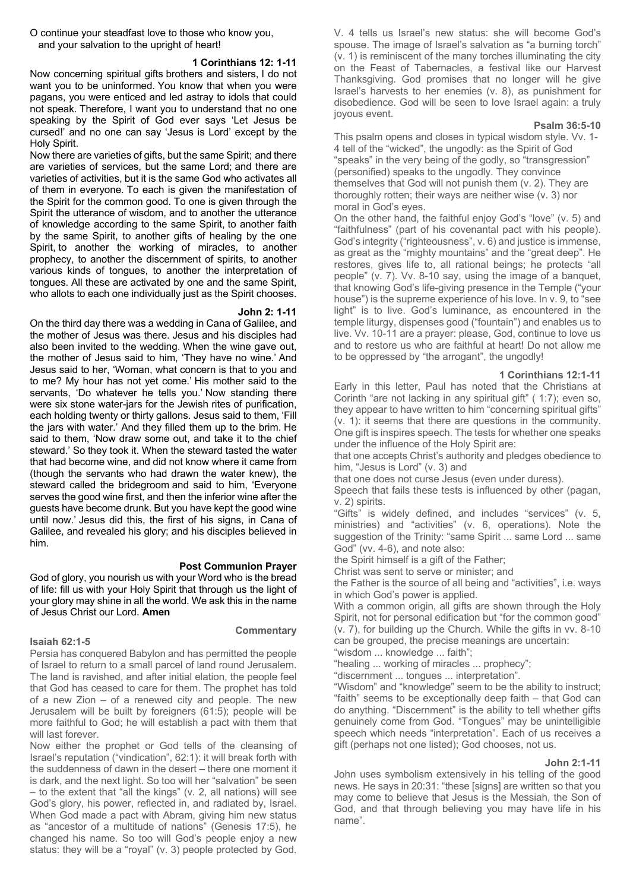O continue your steadfast love to those who know you,
  and your salvation to the upright of heart!

**1 Corinthians 12: 1-11**

Now concerning spiritual gifts brothers and sisters, I do not want you to be uninformed. You know that when you were pagans, you were enticed and led astray to idols that could not speak. Therefore, I want you to understand that no one speaking by the Spirit of God ever says 'Let Jesus be cursed!' and no one can say 'Jesus is Lord' except by the Holy Spirit.

Now there are varieties of gifts, but the same Spirit; and there are varieties of services, but the same Lord; and there are varieties of activities, but it is the same God who activates all of them in everyone. To each is given the manifestation of the Spirit for the common good. To one is given through the Spirit the utterance of wisdom, and to another the utterance of knowledge according to the same Spirit, to another faith by the same Spirit, to another gifts of healing by the one Spirit, to another the working of miracles, to another prophecy, to another the discernment of spirits, to another various kinds of tongues, to another the interpretation of tongues. All these are activated by one and the same Spirit, who allots to each one individually just as the Spirit chooses.

**John 2: 1-11**

On the third day there was a wedding in Cana of Galilee, and the mother of Jesus was there. Jesus and his disciples had also been invited to the wedding. When the wine gave out, the mother of Jesus said to him, 'They have no wine.' And Jesus said to her, 'Woman, what concern is that to you and to me? My hour has not yet come.' His mother said to the servants, 'Do whatever he tells you.' Now standing there were six stone water-jars for the Jewish rites of purification, each holding twenty or thirty gallons. Jesus said to them, 'Fill the jars with water.' And they filled them up to the brim. He said to them, 'Now draw some out, and take it to the chief steward.' So they took it. When the steward tasted the water that had become wine, and did not know where it came from (though the servants who had drawn the water knew), the steward called the bridegroom and said to him, 'Everyone serves the good wine first, and then the inferior wine after the guests have become drunk. But you have kept the good wine until now.' Jesus did this, the first of his signs, in Cana of Galilee, and revealed his glory; and his disciples believed in him.

**Post Communion Prayer**

God of glory, you nourish us with your Word who is the bread of life: fill us with your Holy Spirit that through us the light of your glory may shine in all the world. We ask this in the name of Jesus Christ our Lord. **Amen**

**Commentary**

**Isaiah 62:1-5**

Persia has conquered Babylon and has permitted the people of Israel to return to a small parcel of land round Jerusalem. The land is ravished, and after initial elation, the people feel that God has ceased to care for them. The prophet has told of a new Zion – of a renewed city and people. The new Jerusalem will be built by foreigners (61:5); people will be more faithful to God; he will establish a pact with them that will last forever.

Now either the prophet or God tells of the cleansing of Israel's reputation ("vindication", 62:1): it will break forth with the suddenness of dawn in the desert – there one moment it is dark, and the next light. So too will her "salvation" be seen – to the extent that "all the kings" (v. 2, all nations) will see God's glory, his power, reflected in, and radiated by, Israel. When God made a pact with Abram, giving him new status as "ancestor of a multitude of nations" (Genesis 17:5), he changed his name. So too will God's people enjoy a new status: they will be a "royal" (v. 3) people protected by God. V. 4 tells us Israel's new status: she will become God's spouse. The image of Israel's salvation as "a burning torch" (v. 1) is reminiscent of the many torches illuminating the city on the Feast of Tabernacles, a festival like our Harvest Thanksgiving. God promises that no longer will he give Israel's harvests to her enemies (v. 8), as punishment for disobedience. God will be seen to love Israel again: a truly joyous event.

**Psalm 36:5-10**

This psalm opens and closes in typical wisdom style. Vv. 1-4 tell of the "wicked", the ungodly: as the Spirit of God "speaks" in the very being of the godly, so "transgression" (personified) speaks to the ungodly. They convince themselves that God will not punish them (v. 2). They are thoroughly rotten; their ways are neither wise (v. 3) nor moral in God's eyes.

On the other hand, the faithful enjoy God's "love" (v. 5) and "faithfulness" (part of his covenantal pact with his people). God's integrity ("righteousness", v. 6) and justice is immense, as great as the "mighty mountains" and the "great deep". He restores, gives life to, all rational beings; he protects "all people" (v. 7). Vv. 8-10 say, using the image of a banquet, that knowing God's life-giving presence in the Temple ("your house") is the supreme experience of his love. In v. 9, to "see light" is to live. God's luminance, as encountered in the temple liturgy, dispenses good ("fountain") and enables us to live. Vv. 10-11 are a prayer: please, God, continue to love us and to restore us who are faithful at heart! Do not allow me to be oppressed by "the arrogant", the ungodly!

**1 Corinthians 12:1-11**

Early in this letter, Paul has noted that the Christians at Corinth "are not lacking in any spiritual gift" ( 1:7); even so, they appear to have written to him "concerning spiritual gifts" (v. 1): it seems that there are questions in the community. One gift is inspires speech. The tests for whether one speaks under the influence of the Holy Spirit are:

that one accepts Christ's authority and pledges obedience to him, "Jesus is Lord" (v. 3) and

that one does not curse Jesus (even under duress).

Speech that fails these tests is influenced by other (pagan, v. 2) spirits.

"Gifts" is widely defined, and includes "services" (v. 5, ministries) and "activities" (v. 6, operations). Note the suggestion of the Trinity: "same Spirit ... same Lord ... same God" (vv. 4-6), and note also:

the Spirit himself is a gift of the Father;

Christ was sent to serve or minister; and

the Father is the source of all being and "activities", i.e. ways in which God's power is applied.

With a common origin, all gifts are shown through the Holy Spirit, not for personal edification but "for the common good" (v. 7), for building up the Church. While the gifts in vv. 8-10 can be grouped, the precise meanings are uncertain:

"wisdom ... knowledge ... faith";

"healing ... working of miracles ... prophecy";

"discernment ... tongues ... interpretation".

"Wisdom" and "knowledge" seem to be the ability to instruct; "faith" seems to be exceptionally deep faith – that God can do anything. "Discernment" is the ability to tell whether gifts genuinely come from God. "Tongues" may be unintelligible speech which needs "interpretation". Each of us receives a gift (perhaps not one listed); God chooses, not us.

**John 2:1-11**

John uses symbolism extensively in his telling of the good news. He says in 20:31: "these [signs] are written so that you may come to believe that Jesus is the Messiah, the Son of God, and that through believing you may have life in his name".